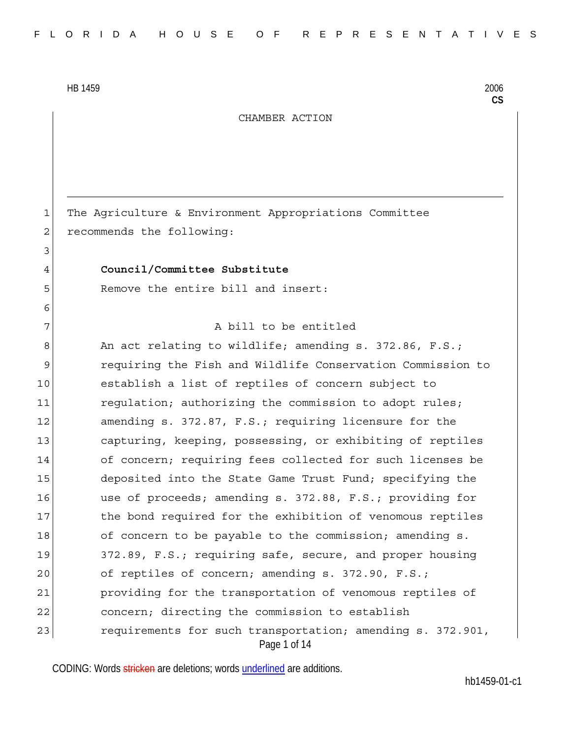HB 1459 2006
**CS**

CHAMBER ACTION

The Agriculture & Environment Appropriations Committee recommends the following:

**Council/Committee Substitute**

Remove the entire bill and insert:

A bill to be entitled

An act relating to wildlife; amending s. 372.86, F.S.; requiring the Fish and Wildlife Conservation Commission to establish a list of reptiles of concern subject to regulation; authorizing the commission to adopt rules; amending s. 372.87, F.S.; requiring licensure for the capturing, keeping, possessing, or exhibiting of reptiles of concern; requiring fees collected for such licenses be deposited into the State Game Trust Fund; specifying the use of proceeds; amending s. 372.88, F.S.; providing for the bond required for the exhibition of venomous reptiles of concern to be payable to the commission; amending s. 372.89, F.S.; requiring safe, secure, and proper housing of reptiles of concern; amending s. 372.90, F.S.; providing for the transportation of venomous reptiles of concern; directing the commission to establish requirements for such transportation; amending s. 372.901,

CODING: Words stricken are deletions; words underlined are additions.

hb1459-01-c1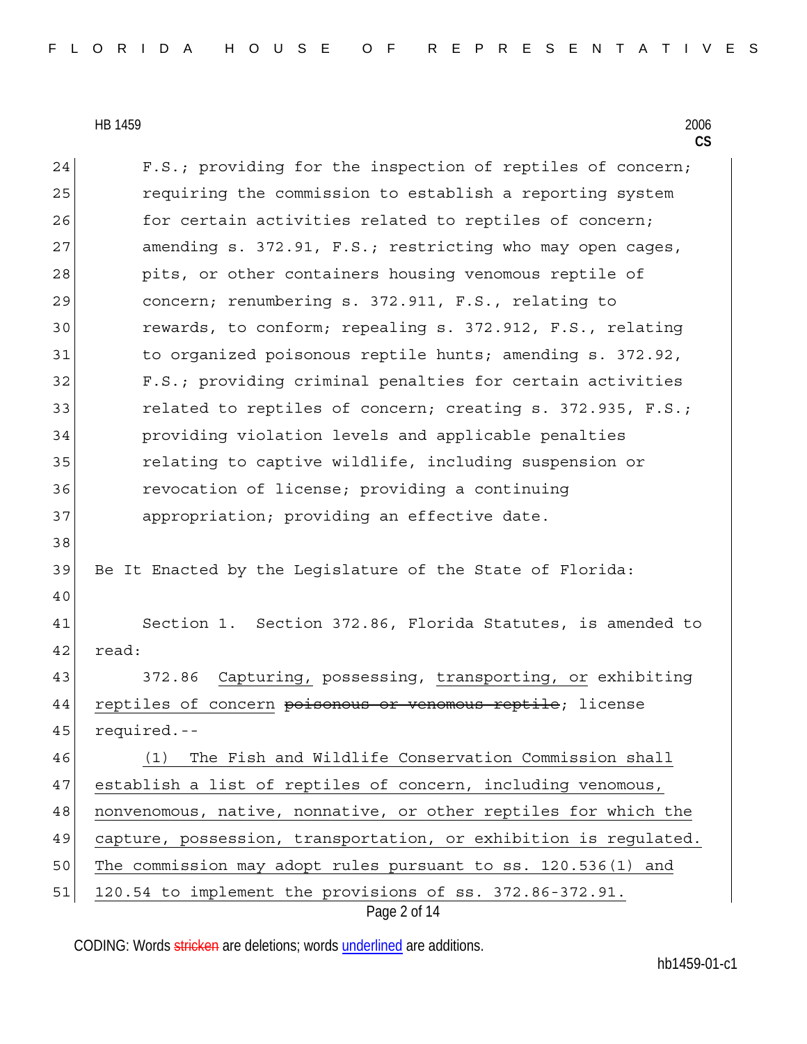F.S.; providing for the inspection of reptiles of concern; requiring the commission to establish a reporting system for certain activities related to reptiles of concern; amending s. 372.91, F.S.; restricting who may open cages, pits, or other containers housing venomous reptile of concern; renumbering s. 372.911, F.S., relating to rewards, to conform; repealing s. 372.912, F.S., relating to organized poisonous reptile hunts; amending s. 372.92, F.S.; providing criminal penalties for certain activities related to reptiles of concern; creating s. 372.935, F.S.; providing violation levels and applicable penalties relating to captive wildlife, including suspension or revocation of license; providing a continuing appropriation; providing an effective date.

Be It Enacted by the Legislature of the State of Florida:

Section 1. Section 372.86, Florida Statutes, is amended to read:

372.86 <u>Capturing,</u> possessing, <u>transporting, or</u> exhibiting <u>reptiles of concern</u> ~~poisonous or venomous reptile~~; license required.--

<u>(1) The Fish and Wildlife Conservation Commission shall establish a list of reptiles of concern, including venomous, nonvenomous, native, nonnative, or other reptiles for which the capture, possession, transportation, or exhibition is regulated. The commission may adopt rules pursuant to ss. 120.536(1) and 120.54 to implement the provisions of ss. 372.86-372.91.</u>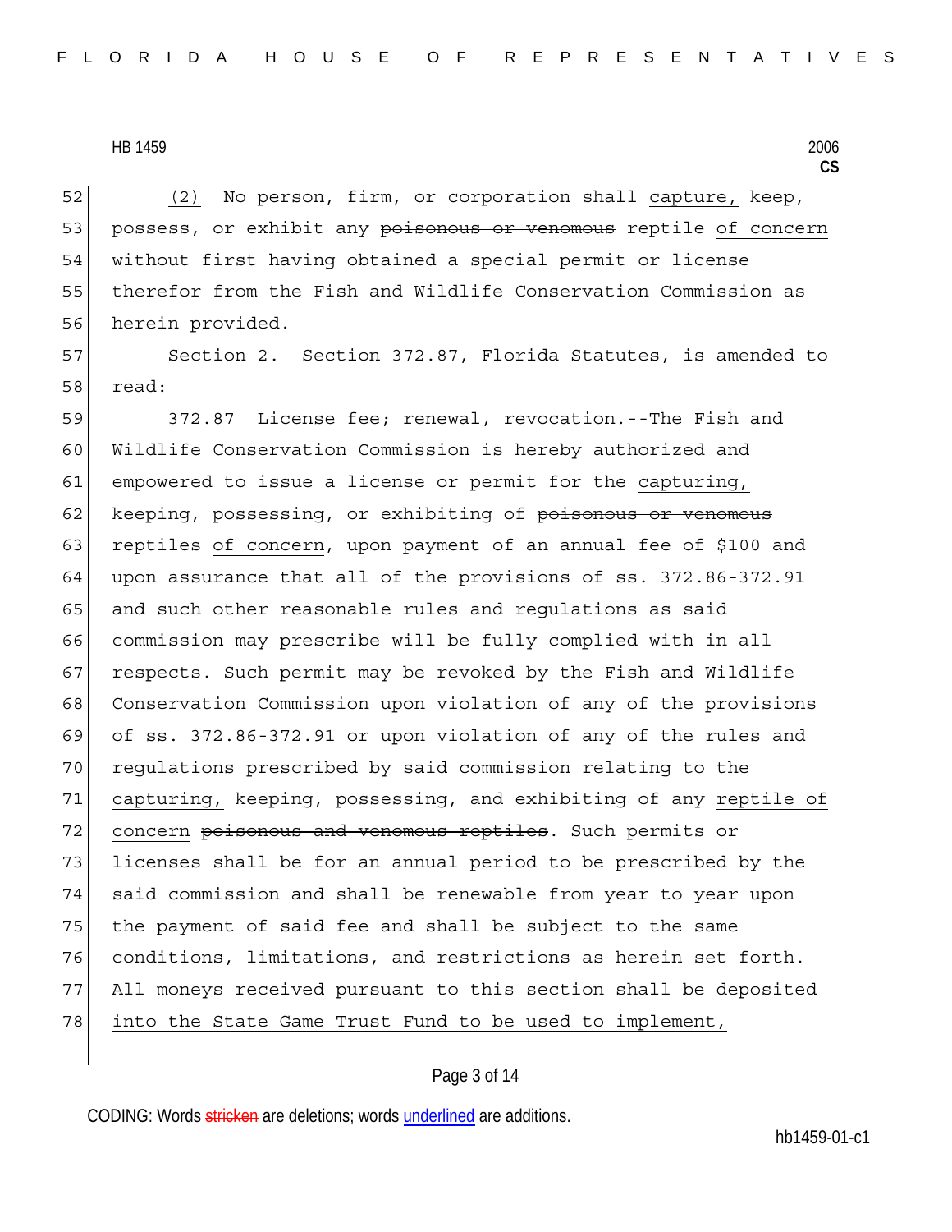52 (2) No person, firm, or corporation shall capture, keep,
53 possess, or exhibit any ~~poisonous or venomous~~ reptile of concern
54 without first having obtained a special permit or license
55 therefor from the Fish and Wildlife Conservation Commission as
56 herein provided.

57 Section 2. Section 372.87, Florida Statutes, is amended to
58 read:

59 372.87 License fee; renewal, revocation.--The Fish and
60 Wildlife Conservation Commission is hereby authorized and
61 empowered to issue a license or permit for the capturing,
62 keeping, possessing, or exhibiting of ~~poisonous or venomous~~
63 reptiles of concern, upon payment of an annual fee of $100 and
64 upon assurance that all of the provisions of ss. 372.86-372.91
65 and such other reasonable rules and regulations as said
66 commission may prescribe will be fully complied with in all
67 respects. Such permit may be revoked by the Fish and Wildlife
68 Conservation Commission upon violation of any of the provisions
69 of ss. 372.86-372.91 or upon violation of any of the rules and
70 regulations prescribed by said commission relating to the
71 capturing, keeping, possessing, and exhibiting of any reptile of
72 concern ~~poisonous and venomous reptiles~~. Such permits or
73 licenses shall be for an annual period to be prescribed by the
74 said commission and shall be renewable from year to year upon
75 the payment of said fee and shall be subject to the same
76 conditions, limitations, and restrictions as herein set forth.
77 All moneys received pursuant to this section shall be deposited
78 into the State Game Trust Fund to be used to implement,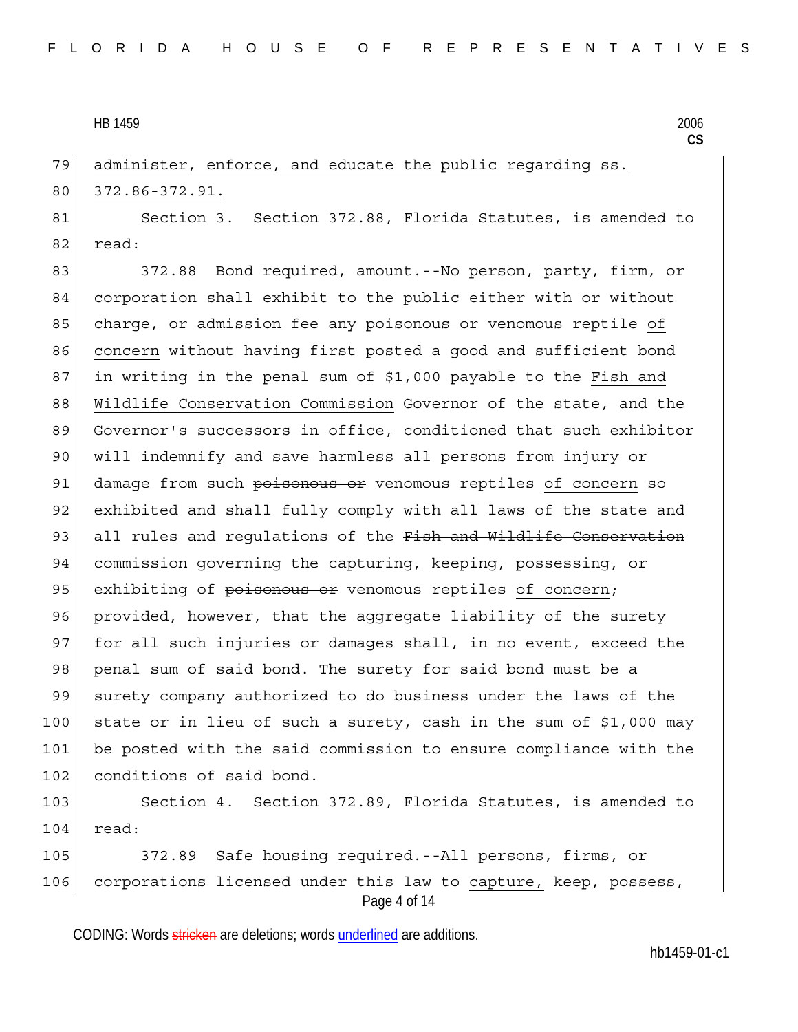administer, enforce, and educate the public regarding ss. 372.86-372.91.

Section 3. Section 372.88, Florida Statutes, is amended to read:

372.88 Bond required, amount.--No person, party, firm, or corporation shall exhibit to the public either with or without charge~~,~~ or admission fee any ~~poisonous or~~ venomous reptile of concern without having first posted a good and sufficient bond in writing in the penal sum of $1,000 payable to the Fish and Wildlife Conservation Commission ~~Governor of the state, and the Governor's successors in office,~~ conditioned that such exhibitor will indemnify and save harmless all persons from injury or damage from such ~~poisonous or~~ venomous reptiles of concern so exhibited and shall fully comply with all laws of the state and all rules and regulations of the ~~Fish and Wildlife Conservation~~ commission governing the capturing, keeping, possessing, or exhibiting of ~~poisonous or~~ venomous reptiles of concern; provided, however, that the aggregate liability of the surety for all such injuries or damages shall, in no event, exceed the penal sum of said bond. The surety for said bond must be a surety company authorized to do business under the laws of the state or in lieu of such a surety, cash in the sum of $1,000 may be posted with the said commission to ensure compliance with the conditions of said bond.

Section 4. Section 372.89, Florida Statutes, is amended to read:

372.89 Safe housing required.--All persons, firms, or corporations licensed under this law to capture, keep, possess,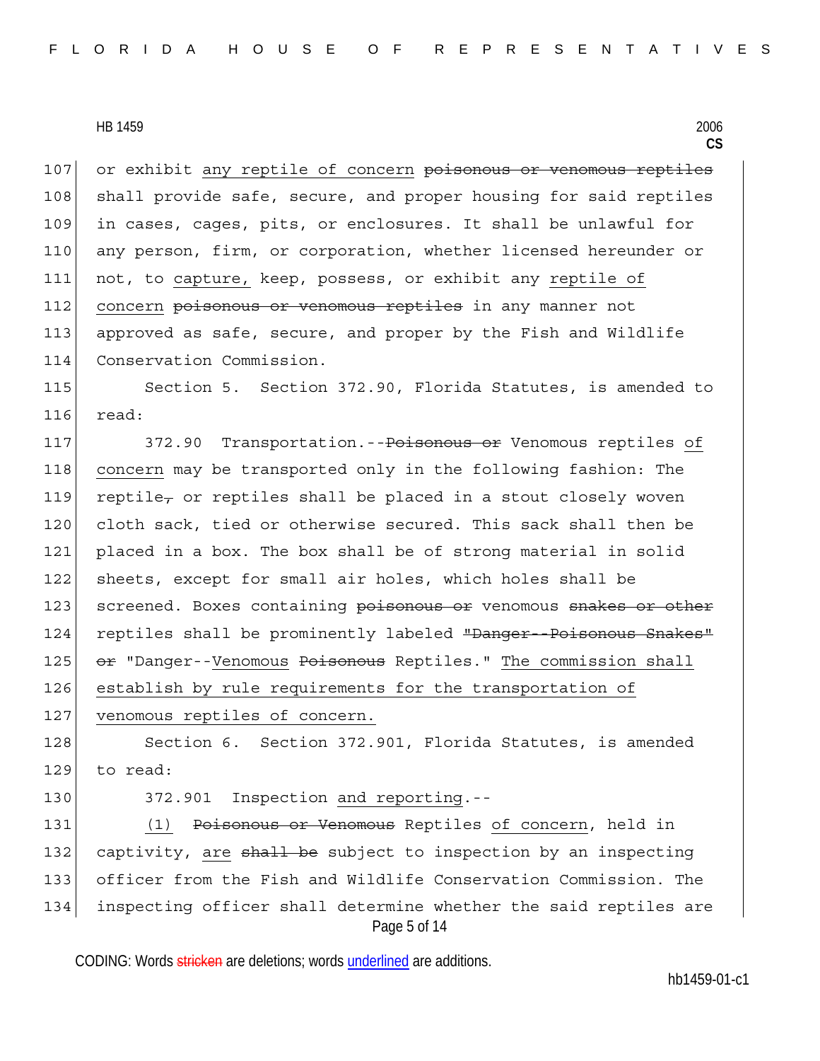or exhibit <u>any reptile of concern</u> ~~poisonous or venomous reptiles~~ shall provide safe, secure, and proper housing for said reptiles in cases, cages, pits, or enclosures. It shall be unlawful for any person, firm, or corporation, whether licensed hereunder or not, to <u>capture,</u> keep, possess, or exhibit any <u>reptile of concern</u> ~~poisonous or venomous reptiles~~ in any manner not approved as safe, secure, and proper by the Fish and Wildlife Conservation Commission.

Section 5. Section 372.90, Florida Statutes, is amended to read:

372.90 Transportation.--~~Poisonous or~~ Venomous reptiles <u>of concern</u> may be transported only in the following fashion: The reptile~~,~~ or reptiles shall be placed in a stout closely woven cloth sack, tied or otherwise secured. This sack shall then be placed in a box. The box shall be of strong material in solid sheets, except for small air holes, which holes shall be screened. Boxes containing ~~poisonous or~~ venomous ~~snakes or other~~ reptiles shall be prominently labeled ~~"Danger--Poisonous Snakes" or~~ "Danger--<u>Venomous</u> ~~Poisonous~~ Reptiles." <u>The commission shall establish by rule requirements for the transportation of venomous reptiles of concern.</u>

Section 6. Section 372.901, Florida Statutes, is amended to read:

372.901 Inspection <u>and reporting</u>.--

<u>(1)</u> ~~Poisonous or Venomous~~ Reptiles <u>of concern</u>, held in captivity, <u>are</u> ~~shall be~~ subject to inspection by an inspecting officer from the Fish and Wildlife Conservation Commission. The inspecting officer shall determine whether the said reptiles are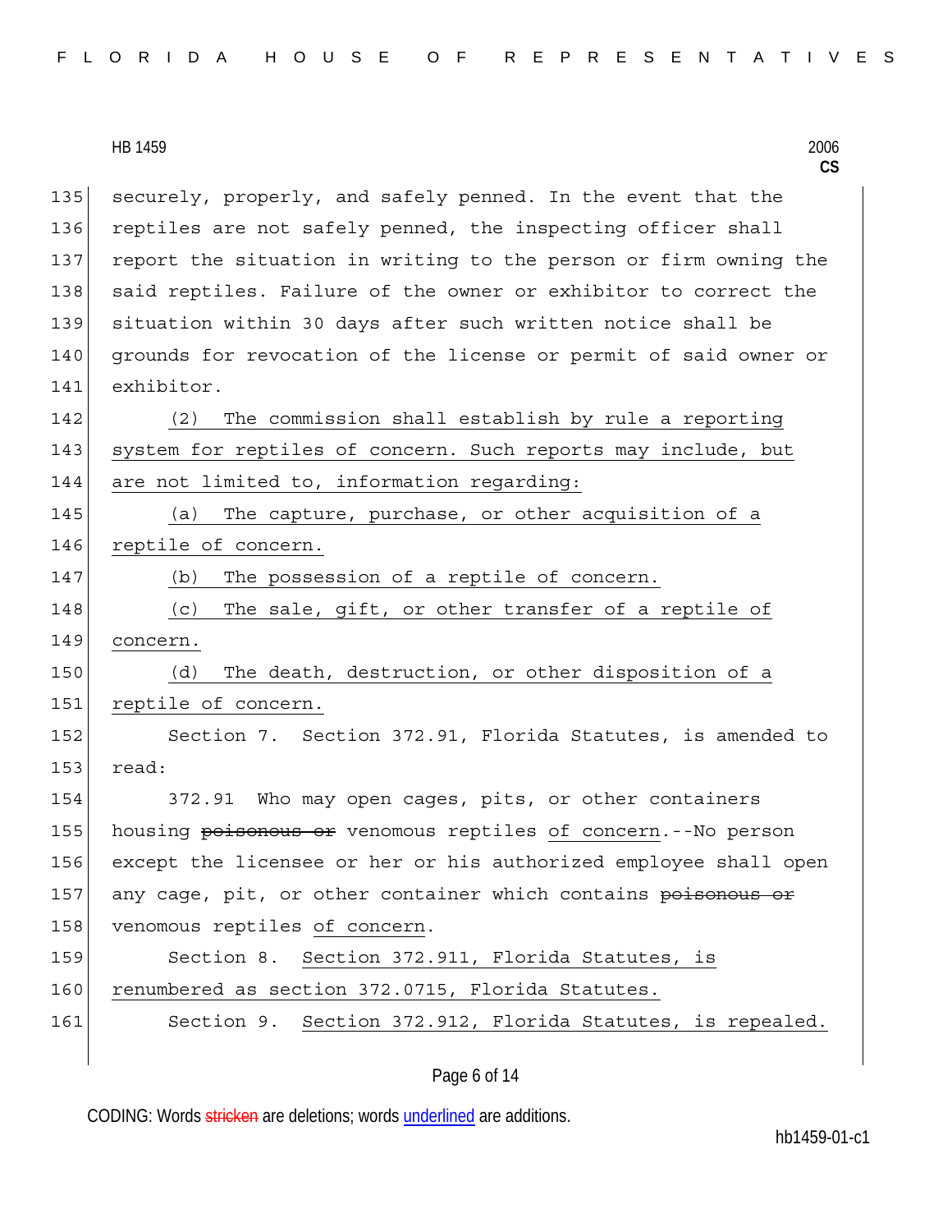securely, properly, and safely penned. In the event that the reptiles are not safely penned, the inspecting officer shall report the situation in writing to the person or firm owning the said reptiles. Failure of the owner or exhibitor to correct the situation within 30 days after such written notice shall be grounds for revocation of the license or permit of said owner or exhibitor.

(2) The commission shall establish by rule a reporting system for reptiles of concern. Such reports may include, but are not limited to, information regarding:

(a) The capture, purchase, or other acquisition of a reptile of concern.

(b) The possession of a reptile of concern.

(c) The sale, gift, or other transfer of a reptile of concern.

(d) The death, destruction, or other disposition of a reptile of concern.

Section 7. Section 372.91, Florida Statutes, is amended to read:

372.91 Who may open cages, pits, or other containers housing ~~poisonous or~~ venomous reptiles of concern.--No person except the licensee or her or his authorized employee shall open any cage, pit, or other container which contains ~~poisonous or~~ venomous reptiles of concern.

Section 8. Section 372.911, Florida Statutes, is renumbered as section 372.0715, Florida Statutes.

Section 9. Section 372.912, Florida Statutes, is repealed.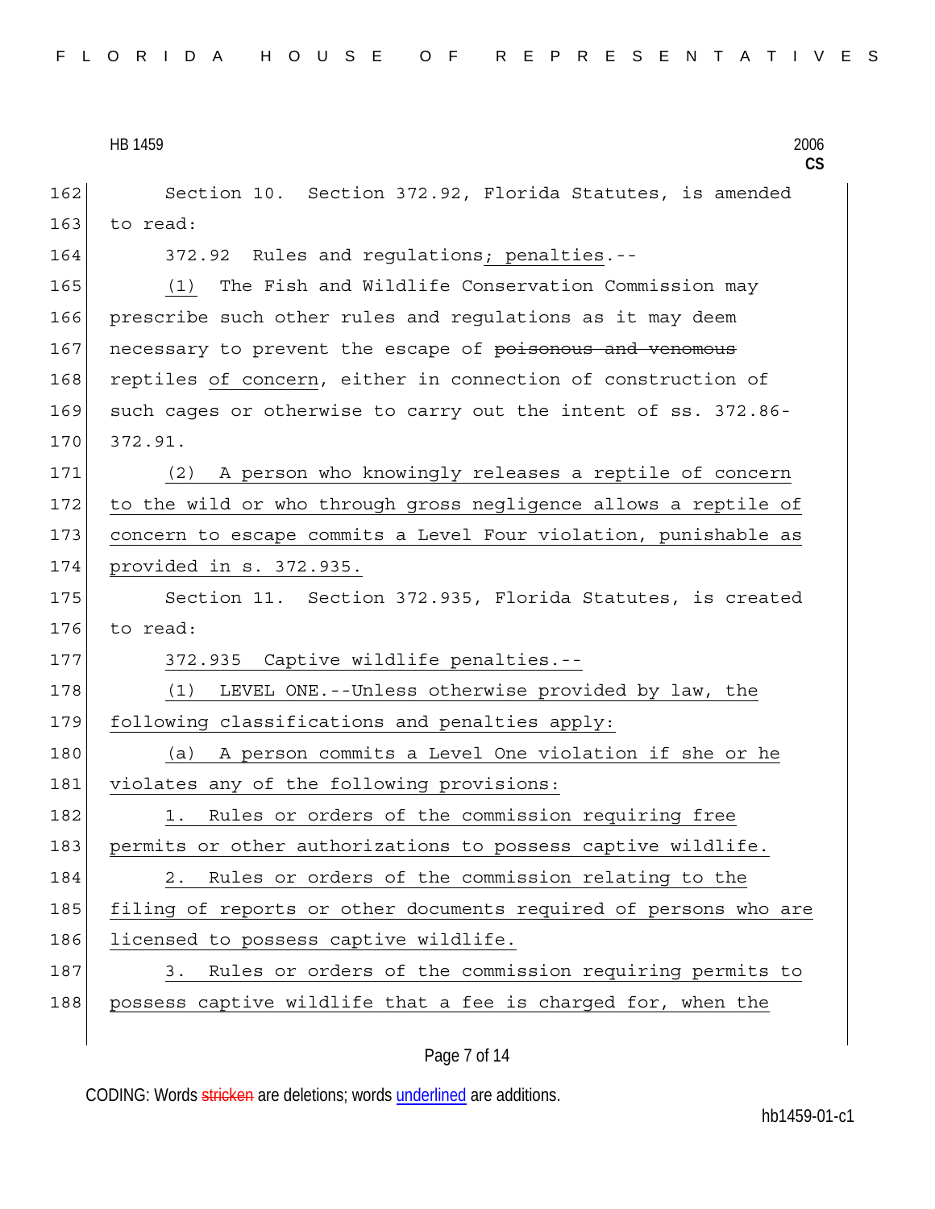Section 10. Section 372.92, Florida Statutes, is amended to read:

372.92 Rules and regulations; penalties.--

(1) The Fish and Wildlife Conservation Commission may prescribe such other rules and regulations as it may deem necessary to prevent the escape of ~~poisonous and venomous~~ reptiles of concern, either in connection of construction of such cages or otherwise to carry out the intent of ss. 372.86-372.91.

(2) A person who knowingly releases a reptile of concern to the wild or who through gross negligence allows a reptile of concern to escape commits a Level Four violation, punishable as provided in s. 372.935.

Section 11. Section 372.935, Florida Statutes, is created to read:

372.935 Captive wildlife penalties.--

(1) LEVEL ONE.--Unless otherwise provided by law, the following classifications and penalties apply:

(a) A person commits a Level One violation if she or he violates any of the following provisions:

1. Rules or orders of the commission requiring free permits or other authorizations to possess captive wildlife.

2. Rules or orders of the commission relating to the filing of reports or other documents required of persons who are licensed to possess captive wildlife.

3. Rules or orders of the commission requiring permits to possess captive wildlife that a fee is charged for, when the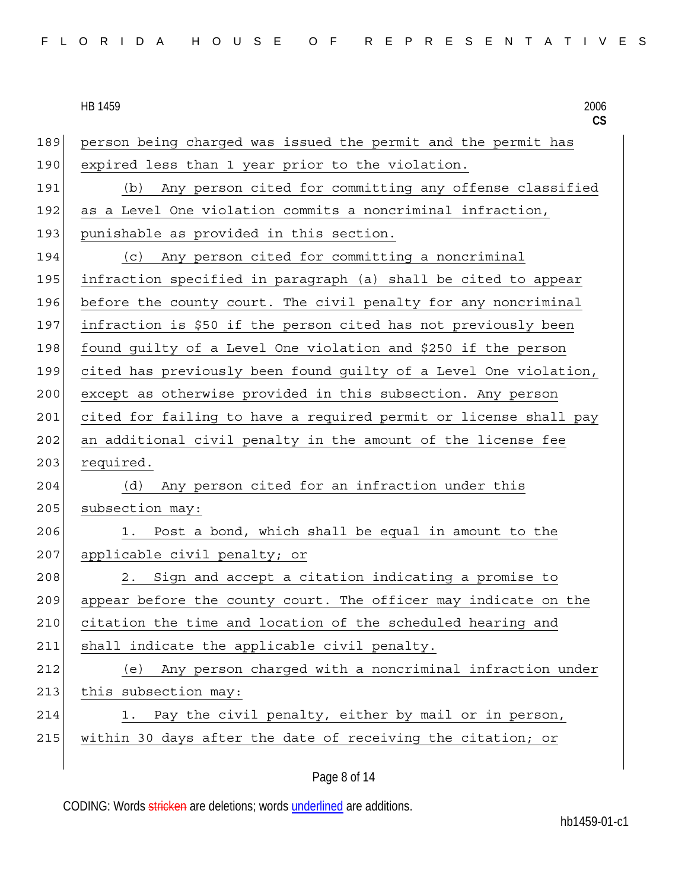person being charged was issued the permit and the permit has expired less than 1 year prior to the violation.

(b) Any person cited for committing any offense classified as a Level One violation commits a noncriminal infraction, punishable as provided in this section.

(c) Any person cited for committing a noncriminal infraction specified in paragraph (a) shall be cited to appear before the county court. The civil penalty for any noncriminal infraction is $50 if the person cited has not previously been found guilty of a Level One violation and $250 if the person cited has previously been found guilty of a Level One violation, except as otherwise provided in this subsection. Any person cited for failing to have a required permit or license shall pay an additional civil penalty in the amount of the license fee required.

(d) Any person cited for an infraction under this subsection may:

1. Post a bond, which shall be equal in amount to the applicable civil penalty; or

2. Sign and accept a citation indicating a promise to appear before the county court. The officer may indicate on the citation the time and location of the scheduled hearing and shall indicate the applicable civil penalty.

(e) Any person charged with a noncriminal infraction under this subsection may:

1. Pay the civil penalty, either by mail or in person, within 30 days after the date of receiving the citation; or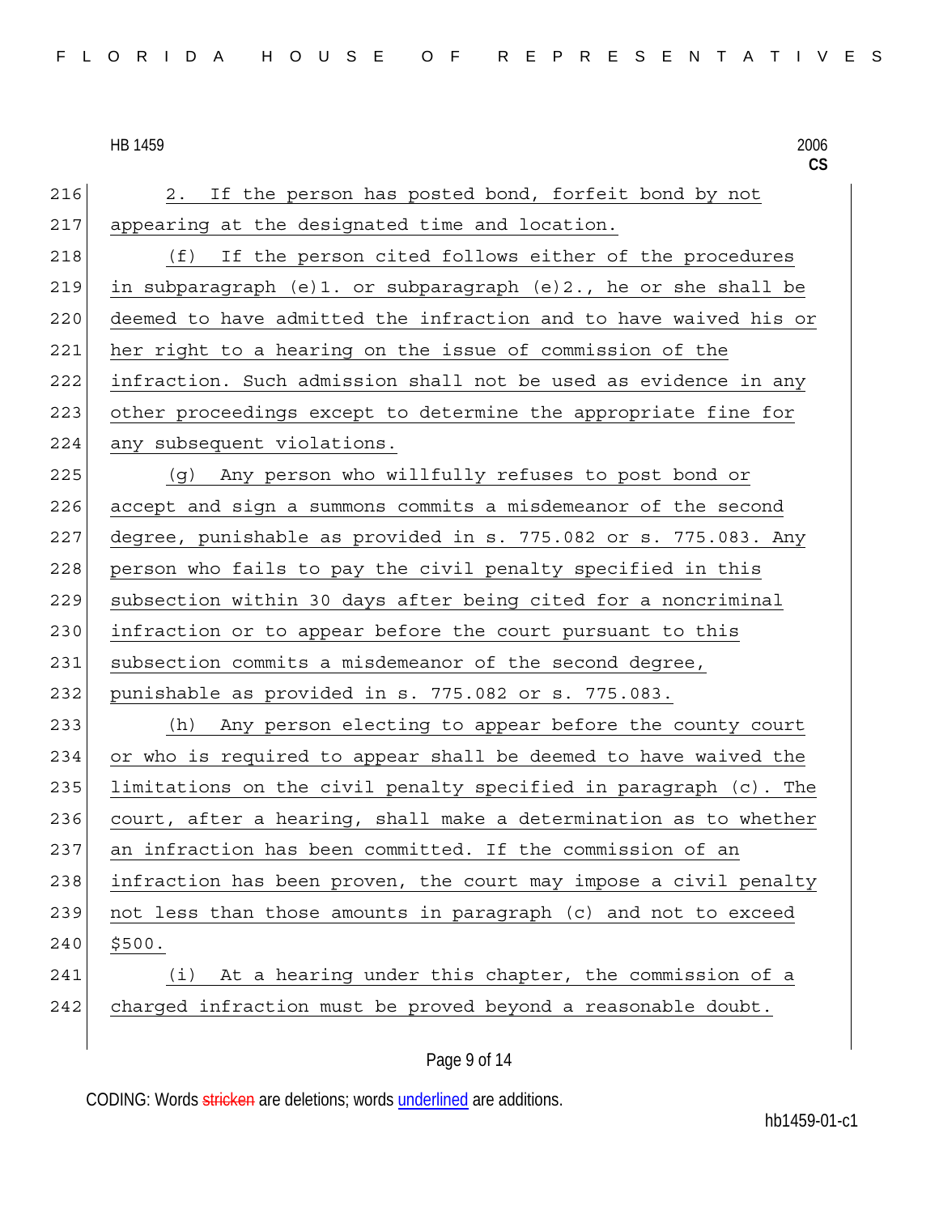2. If the person has posted bond, forfeit bond by not appearing at the designated time and location.

(f) If the person cited follows either of the procedures in subparagraph (e)1. or subparagraph (e)2., he or she shall be deemed to have admitted the infraction and to have waived his or her right to a hearing on the issue of commission of the infraction. Such admission shall not be used as evidence in any other proceedings except to determine the appropriate fine for any subsequent violations.

(g) Any person who willfully refuses to post bond or accept and sign a summons commits a misdemeanor of the second degree, punishable as provided in s. 775.082 or s. 775.083. Any person who fails to pay the civil penalty specified in this subsection within 30 days after being cited for a noncriminal infraction or to appear before the court pursuant to this subsection commits a misdemeanor of the second degree, punishable as provided in s. 775.082 or s. 775.083.

(h) Any person electing to appear before the county court or who is required to appear shall be deemed to have waived the limitations on the civil penalty specified in paragraph (c). The court, after a hearing, shall make a determination as to whether an infraction has been committed. If the commission of an infraction has been proven, the court may impose a civil penalty not less than those amounts in paragraph (c) and not to exceed $500.

(i) At a hearing under this chapter, the commission of a charged infraction must be proved beyond a reasonable doubt.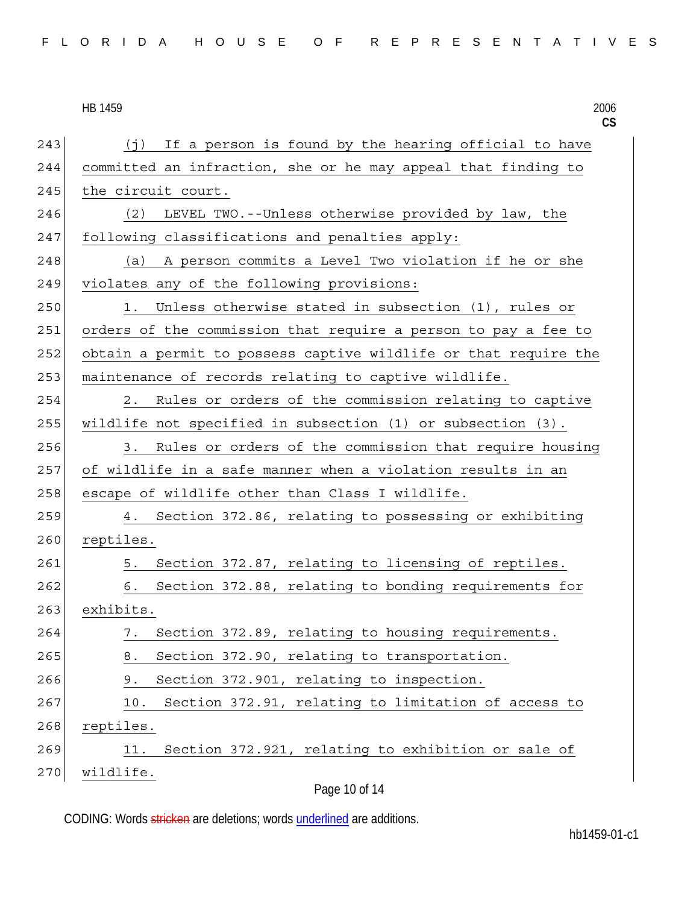(j) If a person is found by the hearing official to have committed an infraction, she or he may appeal that finding to the circuit court.

(2) LEVEL TWO.--Unless otherwise provided by law, the following classifications and penalties apply:

(a) A person commits a Level Two violation if he or she violates any of the following provisions:

1. Unless otherwise stated in subsection (1), rules or orders of the commission that require a person to pay a fee to obtain a permit to possess captive wildlife or that require the maintenance of records relating to captive wildlife.

2. Rules or orders of the commission relating to captive wildlife not specified in subsection (1) or subsection (3).

3. Rules or orders of the commission that require housing of wildlife in a safe manner when a violation results in an escape of wildlife other than Class I wildlife.

4. Section 372.86, relating to possessing or exhibiting reptiles.

5. Section 372.87, relating to licensing of reptiles.

6. Section 372.88, relating to bonding requirements for exhibits.

7. Section 372.89, relating to housing requirements.

8. Section 372.90, relating to transportation.

9. Section 372.901, relating to inspection.

10. Section 372.91, relating to limitation of access to reptiles.

11. Section 372.921, relating to exhibition or sale of wildlife.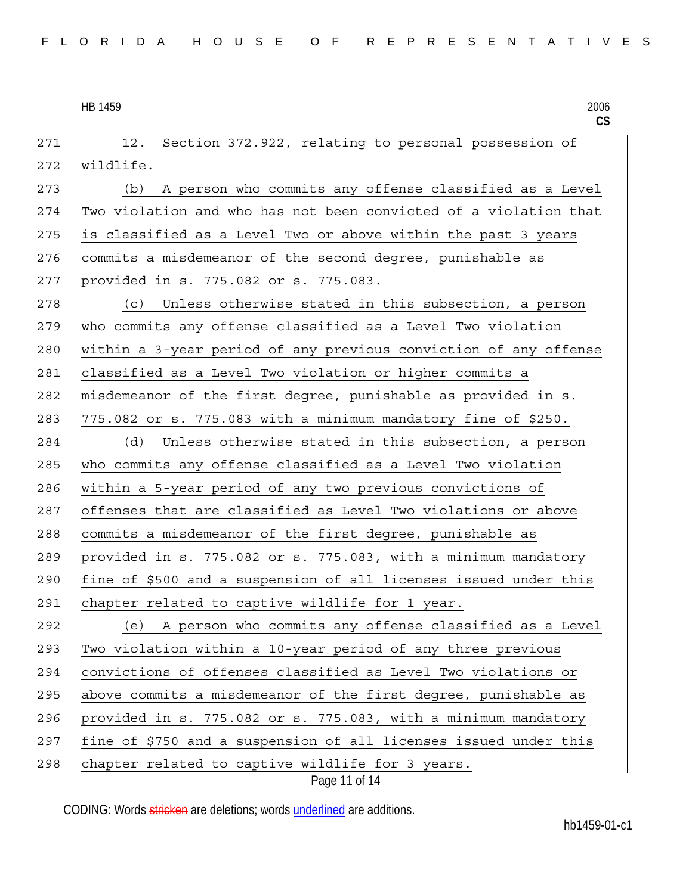12. Section 372.922, relating to personal possession of wildlife.

(b) A person who commits any offense classified as a Level Two violation and who has not been convicted of a violation that is classified as a Level Two or above within the past 3 years commits a misdemeanor of the second degree, punishable as provided in s. 775.082 or s. 775.083.

(c) Unless otherwise stated in this subsection, a person who commits any offense classified as a Level Two violation within a 3-year period of any previous conviction of any offense classified as a Level Two violation or higher commits a misdemeanor of the first degree, punishable as provided in s. 775.082 or s. 775.083 with a minimum mandatory fine of $250.

(d) Unless otherwise stated in this subsection, a person who commits any offense classified as a Level Two violation within a 5-year period of any two previous convictions of offenses that are classified as Level Two violations or above commits a misdemeanor of the first degree, punishable as provided in s. 775.082 or s. 775.083, with a minimum mandatory fine of $500 and a suspension of all licenses issued under this chapter related to captive wildlife for 1 year.

(e) A person who commits any offense classified as a Level Two violation within a 10-year period of any three previous convictions of offenses classified as Level Two violations or above commits a misdemeanor of the first degree, punishable as provided in s. 775.082 or s. 775.083, with a minimum mandatory fine of $750 and a suspension of all licenses issued under this chapter related to captive wildlife for 3 years.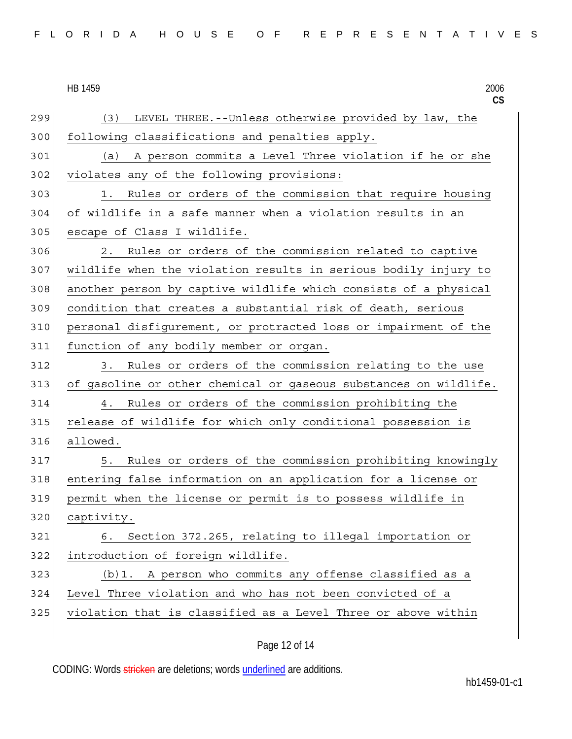(3) LEVEL THREE.--Unless otherwise provided by law, the following classifications and penalties apply.

(a) A person commits a Level Three violation if he or she violates any of the following provisions:

1. Rules or orders of the commission that require housing of wildlife in a safe manner when a violation results in an escape of Class I wildlife.

2. Rules or orders of the commission related to captive wildlife when the violation results in serious bodily injury to another person by captive wildlife which consists of a physical condition that creates a substantial risk of death, serious personal disfigurement, or protracted loss or impairment of the function of any bodily member or organ.

3. Rules or orders of the commission relating to the use of gasoline or other chemical or gaseous substances on wildlife.

4. Rules or orders of the commission prohibiting the release of wildlife for which only conditional possession is allowed.

5. Rules or orders of the commission prohibiting knowingly entering false information on an application for a license or permit when the license or permit is to possess wildlife in captivity.

6. Section 372.265, relating to illegal importation or introduction of foreign wildlife.

(b)1. A person who commits any offense classified as a Level Three violation and who has not been convicted of a violation that is classified as a Level Three or above within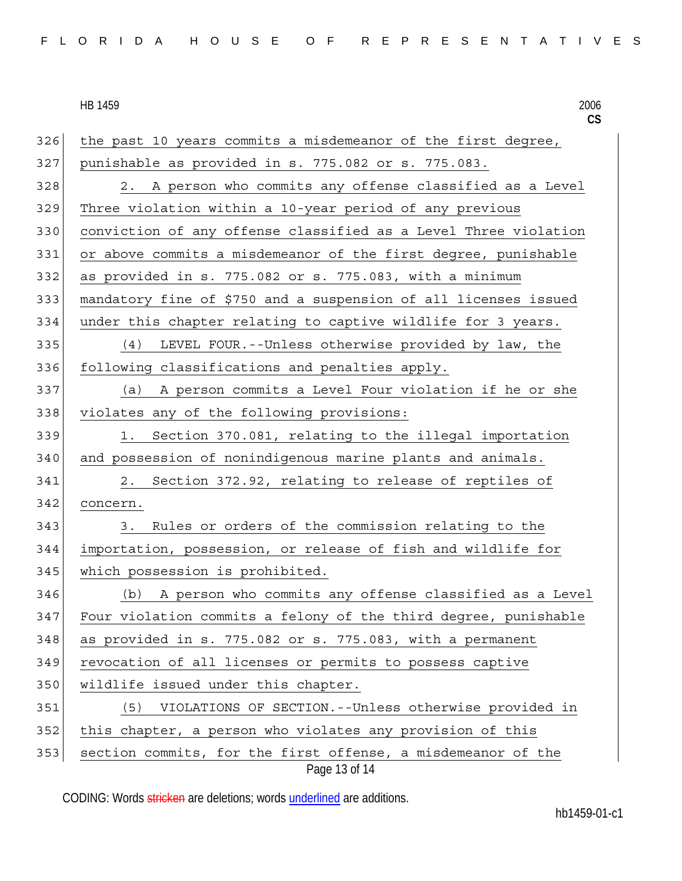the past 10 years commits a misdemeanor of the first degree, punishable as provided in s. 775.082 or s. 775.083.

2. A person who commits any offense classified as a Level Three violation within a 10-year period of any previous conviction of any offense classified as a Level Three violation or above commits a misdemeanor of the first degree, punishable as provided in s. 775.082 or s. 775.083, with a minimum mandatory fine of $750 and a suspension of all licenses issued under this chapter relating to captive wildlife for 3 years.

(4) LEVEL FOUR.--Unless otherwise provided by law, the following classifications and penalties apply.

(a) A person commits a Level Four violation if he or she violates any of the following provisions:

1. Section 370.081, relating to the illegal importation and possession of nonindigenous marine plants and animals.

2. Section 372.92, relating to release of reptiles of concern.

3. Rules or orders of the commission relating to the importation, possession, or release of fish and wildlife for which possession is prohibited.

(b) A person who commits any offense classified as a Level Four violation commits a felony of the third degree, punishable as provided in s. 775.082 or s. 775.083, with a permanent revocation of all licenses or permits to possess captive wildlife issued under this chapter.

(5) VIOLATIONS OF SECTION.--Unless otherwise provided in this chapter, a person who violates any provision of this section commits, for the first offense, a misdemeanor of the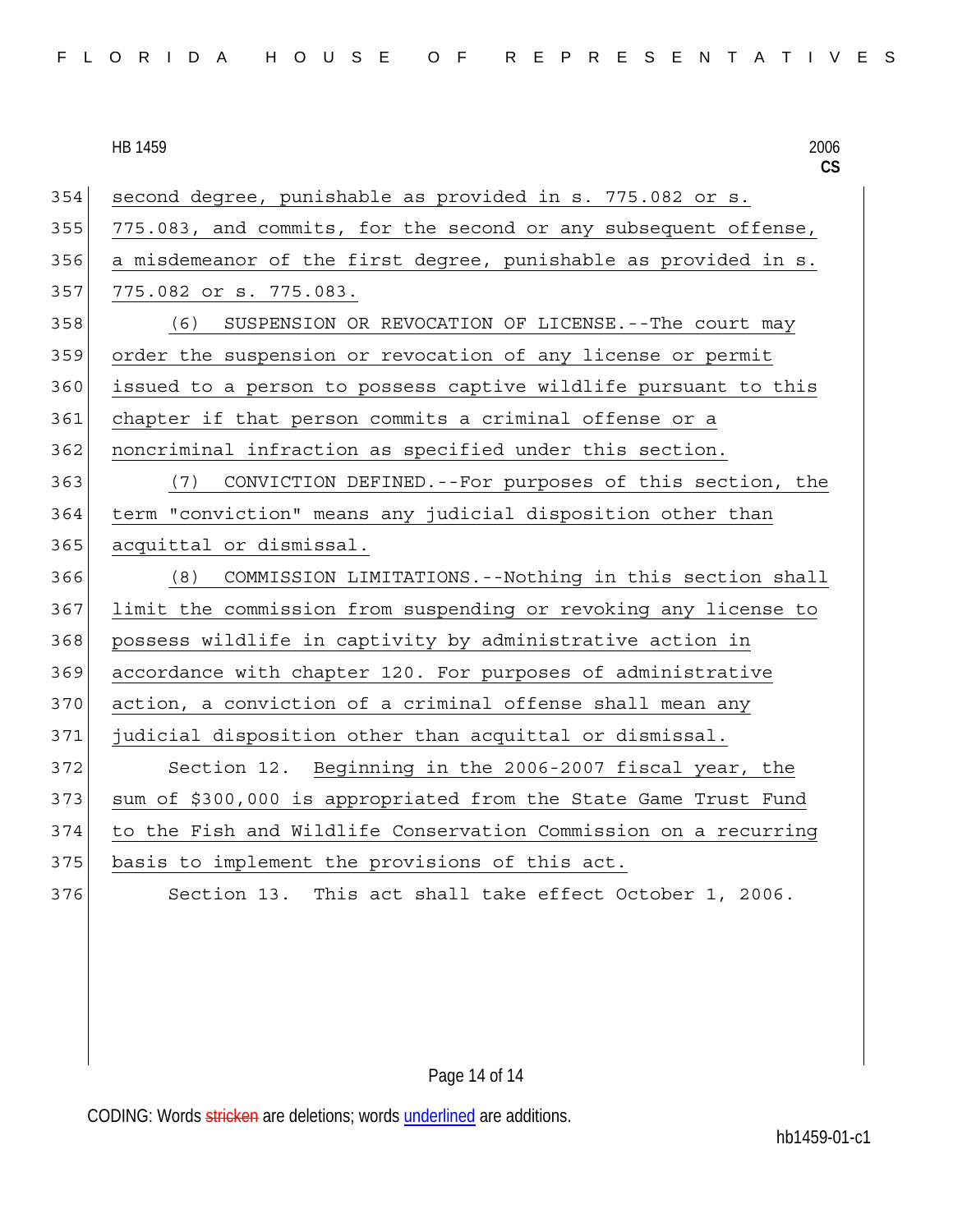second degree, punishable as provided in s. 775.082 or s. 775.083, and commits, for the second or any subsequent offense, a misdemeanor of the first degree, punishable as provided in s. 775.082 or s. 775.083.

(6) SUSPENSION OR REVOCATION OF LICENSE.--The court may order the suspension or revocation of any license or permit issued to a person to possess captive wildlife pursuant to this chapter if that person commits a criminal offense or a noncriminal infraction as specified under this section.

(7) CONVICTION DEFINED.--For purposes of this section, the term "conviction" means any judicial disposition other than acquittal or dismissal.

(8) COMMISSION LIMITATIONS.--Nothing in this section shall limit the commission from suspending or revoking any license to possess wildlife in captivity by administrative action in accordance with chapter 120. For purposes of administrative action, a conviction of a criminal offense shall mean any judicial disposition other than acquittal or dismissal.

Section 12. Beginning in the 2006-2007 fiscal year, the sum of $300,000 is appropriated from the State Game Trust Fund to the Fish and Wildlife Conservation Commission on a recurring basis to implement the provisions of this act.

Section 13. This act shall take effect October 1, 2006.